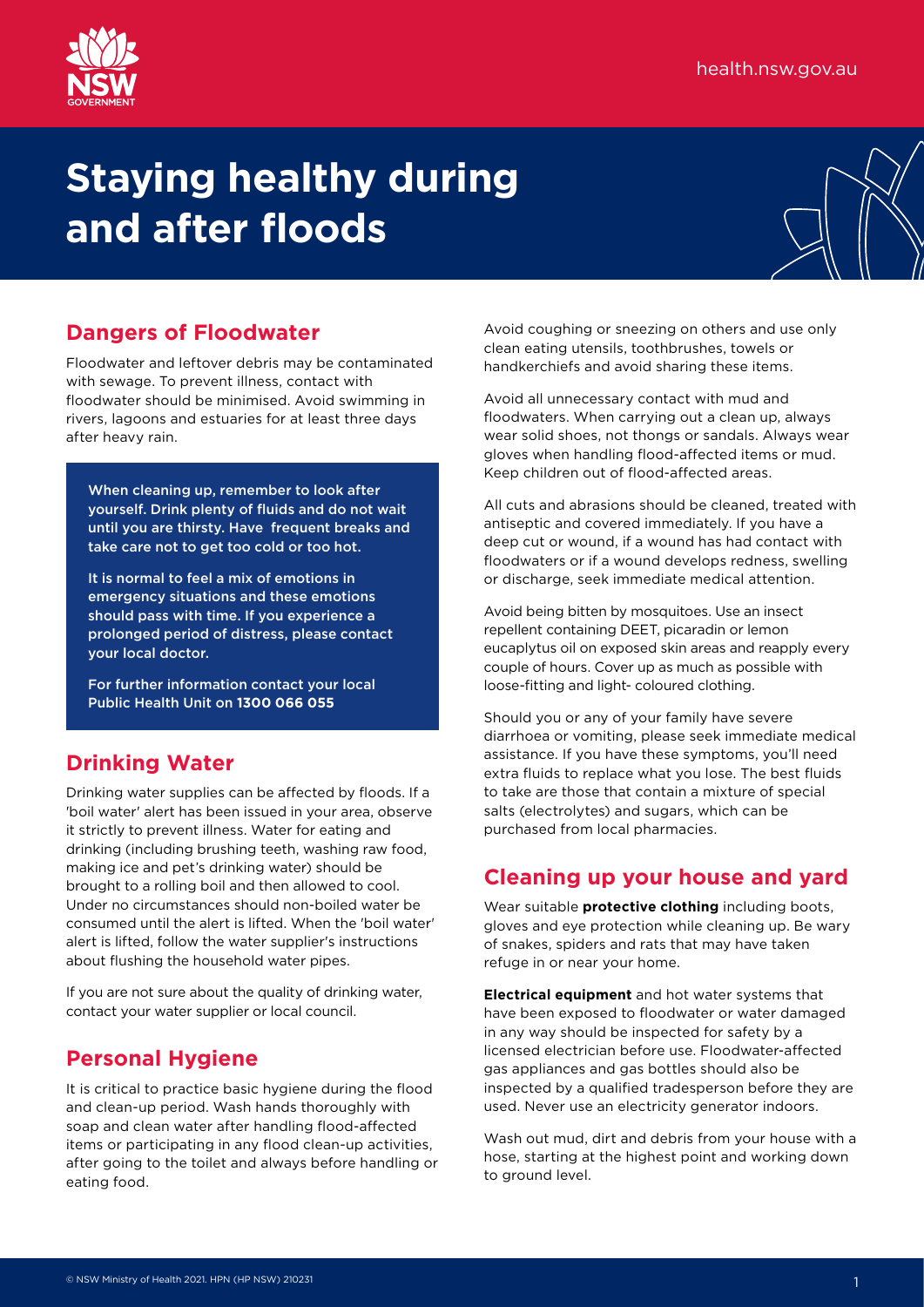# Staying healthy during and after floods

## Dangers of Floodwater

Floodwater and leftover debris may be contaminated with sewage. To prevent illness, contact with floodwater should be minimised. Avoid swimming in rivers, lagoons and estuaries for at least three days after heavy rain.

> When cleaning up, remember to look after yourself. Drink plenty of fluids and do not wait until you are thirsty. Have frequent breaks and take care not to get too cold or too hot.
>
> It is normal to feel a mix of emotions in emergency situations and these emotions should pass with time. If you experience a prolonged period of distress, please contact your local doctor.
>
> For further information contact your local Public Health Unit on **1300 066 055**

## Drinking Water

Drinking water supplies can be affected by floods. If a 'boil water' alert has been issued in your area, observe it strictly to prevent illness. Water for eating and drinking (including brushing teeth, washing raw food, making ice and pet's drinking water) should be brought to a rolling boil and then allowed to cool. Under no circumstances should non-boiled water be consumed until the alert is lifted. When the 'boil water' alert is lifted, follow the water supplier's instructions about flushing the household water pipes.

If you are not sure about the quality of drinking water, contact your water supplier or local council.

## Personal Hygiene

It is critical to practice basic hygiene during the flood and clean-up period. Wash hands thoroughly with soap and clean water after handling flood-affected items or participating in any flood clean-up activities, after going to the toilet and always before handling or eating food.

Avoid coughing or sneezing on others and use only clean eating utensils, toothbrushes, towels or handkerchiefs and avoid sharing these items.

Avoid all unnecessary contact with mud and floodwaters. When carrying out a clean up, always wear solid shoes, not thongs or sandals. Always wear gloves when handling flood-affected items or mud. Keep children out of flood-affected areas.

All cuts and abrasions should be cleaned, treated with antiseptic and covered immediately. If you have a deep cut or wound, if a wound has had contact with floodwaters or if a wound develops redness, swelling or discharge, seek immediate medical attention.

Avoid being bitten by mosquitoes. Use an insect repellent containing DEET, picaradin or lemon eucaplytus oil on exposed skin areas and reapply every couple of hours. Cover up as much as possible with loose-fitting and light- coloured clothing.

Should you or any of your family have severe diarrhoea or vomiting, please seek immediate medical assistance. If you have these symptoms, you'll need extra fluids to replace what you lose. The best fluids to take are those that contain a mixture of special salts (electrolytes) and sugars, which can be purchased from local pharmacies.

## Cleaning up your house and yard

Wear suitable **protective clothing** including boots, gloves and eye protection while cleaning up. Be wary of snakes, spiders and rats that may have taken refuge in or near your home.

**Electrical equipment** and hot water systems that have been exposed to floodwater or water damaged in any way should be inspected for safety by a licensed electrician before use. Floodwater-affected gas appliances and gas bottles should also be inspected by a qualified tradesperson before they are used. Never use an electricity generator indoors.

Wash out mud, dirt and debris from your house with a hose, starting at the highest point and working down to ground level.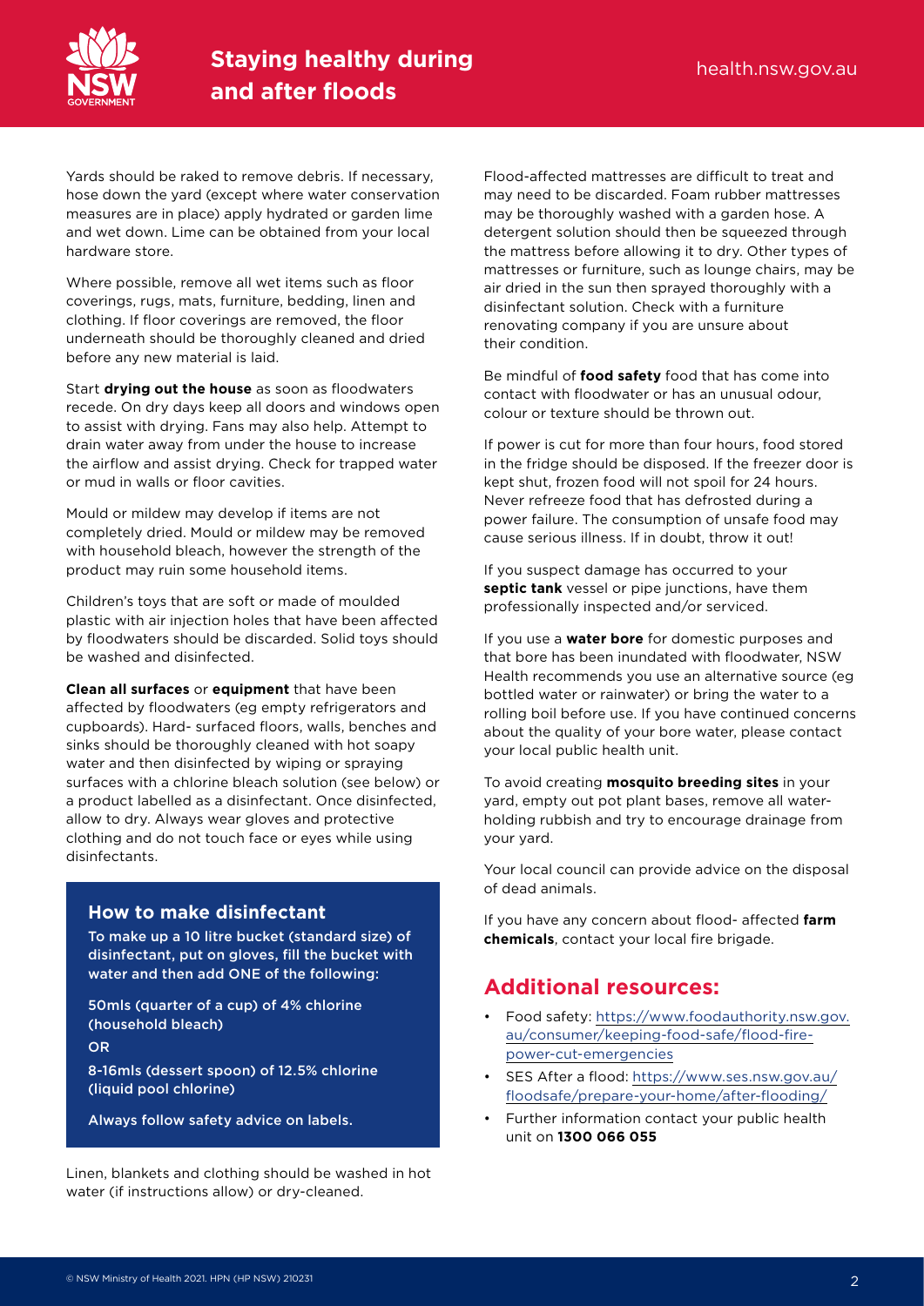Yards should be raked to remove debris. If necessary, hose down the yard (except where water conservation measures are in place) apply hydrated or garden lime and wet down. Lime can be obtained from your local hardware store.

Where possible, remove all wet items such as floor coverings, rugs, mats, furniture, bedding, linen and clothing. If floor coverings are removed, the floor underneath should be thoroughly cleaned and dried before any new material is laid.

Start **drying out the house** as soon as floodwaters recede. On dry days keep all doors and windows open to assist with drying. Fans may also help. Attempt to drain water away from under the house to increase the airflow and assist drying. Check for trapped water or mud in walls or floor cavities.

Mould or mildew may develop if items are not completely dried. Mould or mildew may be removed with household bleach, however the strength of the product may ruin some household items.

Children's toys that are soft or made of moulded plastic with air injection holes that have been affected by floodwaters should be discarded. Solid toys should be washed and disinfected.

**Clean all surfaces** or **equipment** that have been affected by floodwaters (eg empty refrigerators and cupboards). Hard- surfaced floors, walls, benches and sinks should be thoroughly cleaned with hot soapy water and then disinfected by wiping or spraying surfaces with a chlorine bleach solution (see below) or a product labelled as a disinfectant. Once disinfected, allow to dry. Always wear gloves and protective clothing and do not touch face or eyes while using disinfectants.

### How to make disinfectant

To make up a 10 litre bucket (standard size) of disinfectant, put on gloves, fill the bucket with water and then add ONE of the following:

50mls (quarter of a cup) of 4% chlorine (household bleach)

OR

8-16mls (dessert spoon) of 12.5% chlorine (liquid pool chlorine)

Always follow safety advice on labels.

Linen, blankets and clothing should be washed in hot water (if instructions allow) or dry-cleaned.

Flood-affected mattresses are difficult to treat and may need to be discarded. Foam rubber mattresses may be thoroughly washed with a garden hose. A detergent solution should then be squeezed through the mattress before allowing it to dry. Other types of mattresses or furniture, such as lounge chairs, may be air dried in the sun then sprayed thoroughly with a disinfectant solution. Check with a furniture renovating company if you are unsure about their condition.

Be mindful of **food safety** food that has come into contact with floodwater or has an unusual odour, colour or texture should be thrown out.

If power is cut for more than four hours, food stored in the fridge should be disposed. If the freezer door is kept shut, frozen food will not spoil for 24 hours. Never refreeze food that has defrosted during a power failure. The consumption of unsafe food may cause serious illness. If in doubt, throw it out!

If you suspect damage has occurred to your **septic tank** vessel or pipe junctions, have them professionally inspected and/or serviced.

If you use a **water bore** for domestic purposes and that bore has been inundated with floodwater, NSW Health recommends you use an alternative source (eg bottled water or rainwater) or bring the water to a rolling boil before use. If you have continued concerns about the quality of your bore water, please contact your local public health unit.

To avoid creating **mosquito breeding sites** in your yard, empty out pot plant bases, remove all water-holding rubbish and try to encourage drainage from your yard.

Your local council can provide advice on the disposal of dead animals.

If you have any concern about flood- affected **farm chemicals**, contact your local fire brigade.

## Additional resources:

- Food safety: https://www.foodauthority.nsw.gov.au/consumer/keeping-food-safe/flood-fire-power-cut-emergencies
- SES After a flood: https://www.ses.nsw.gov.au/floodsafe/prepare-your-home/after-flooding/
- Further information contact your public health unit on **1300 066 055**

© NSW Ministry of Health 2021. HPN (HP NSW) 210231